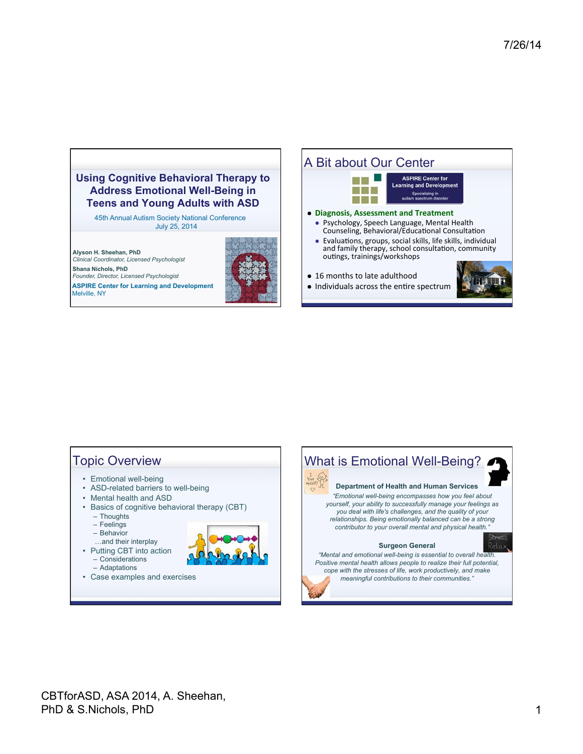# Using Cognitive Behavioral Therapy to Address Emotional Well-Being in Teens and Young Adults with ASD

45th Annual Autism Society National Conference
July 25, 2014

**Alyson H. Sheehan, PhD**
*Clinical Coordinator, Licensed Psychologist*
**Shana Nichols, PhD**
*Founder, Director, Licensed Psychologist*
**ASPIRE Center for Learning and Development**
Melville, NY

## A Bit about Our Center

ASPIRE Center for Learning and Development
Specializing in autism spectrum disorder

- **Diagnosis, Assessment and Treatment**
  - Psychology, Speech Language, Mental Health Counseling, Behavioral/Educational Consultation
  - Evaluations, groups, social skills, life skills, individual and family therapy, school consultation, community outings, trainings/workshops
- 16 months to late adulthood
- Individuals across the entire spectrum

## Topic Overview

- Emotional well-being
- ASD-related barriers to well-being
- Mental health and ASD
- Basics of cognitive behavioral therapy (CBT)
  - Thoughts
  - Feelings
  - Behavior
  
  …and their interplay
- Putting CBT into action
  - Considerations
  - Adaptations
- Case examples and exercises

## What is Emotional Well-Being?

**Department of Health and Human Services**

*"Emotional well-being encompasses how you feel about yourself, your ability to successfully manage your feelings as you deal with life's challenges, and the quality of your relationships. Being emotionally balanced can be a strong contributor to your overall mental and physical health."*

**Surgeon General**

*"Mental and emotional well-being is essential to overall health. Positive mental health allows people to realize their full potential, cope with the stresses of life, work productively, and make meaningful contributions to their communities."*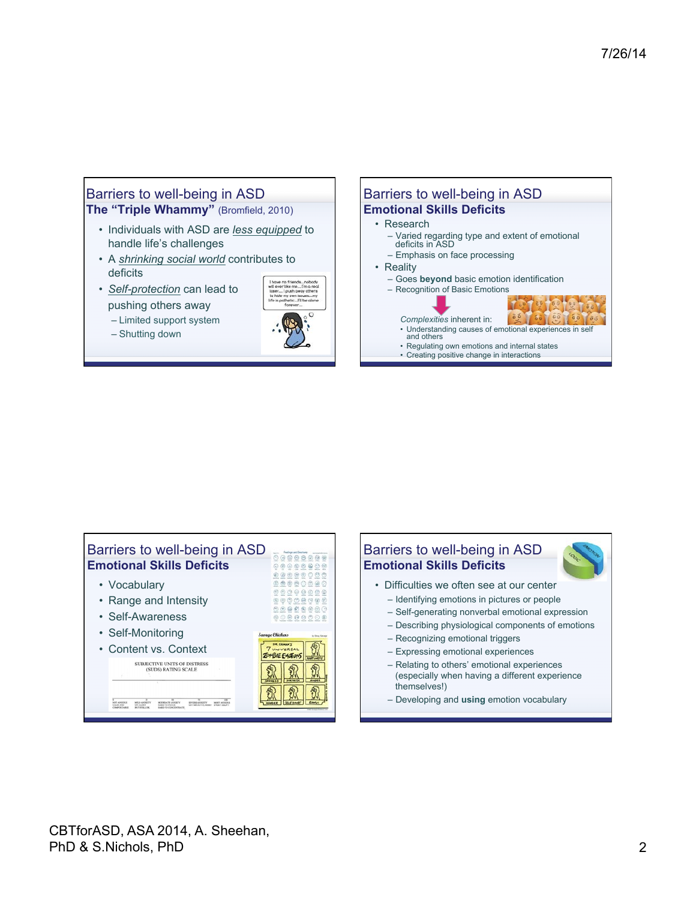## Barriers to well-being in ASD

### The "Triple Whammy" (Bromfield, 2010)

- Individuals with ASD are *less equipped* to handle life's challenges
- A *shrinking social world* contributes to deficits
- *Self-protection* can lead to pushing others away
  - Limited support system
  - Shutting down

## Barriers to well-being in ASD

### Emotional Skills Deficits

- Research
  - Varied regarding type and extent of emotional deficits in ASD
  - Emphasis on face processing
- Reality
  - Goes **beyond** basic emotion identification
  - Recognition of Basic Emotions

*Complexities* inherent in:

- Understanding causes of emotional experiences in self and others
- Regulating own emotions and internal states
- Creating positive change in interactions

## Barriers to well-being in ASD

### Emotional Skills Deficits

- Vocabulary
- Range and Intensity
- Self-Awareness
- Self-Monitoring
- Content vs. Context

## Barriers to well-being in ASD

### Emotional Skills Deficits

- Difficulties we often see at our center
  - Identifying emotions in pictures or people
  - Self-generating nonverbal emotional expression
  - Describing physiological components of emotions
  - Recognizing emotional triggers
  - Expressing emotional experiences
  - Relating to others' emotional experiences (especially when having a different experience themselves!)
  - Developing and **using** emotion vocabulary

CBTforASD, ASA 2014, A. Sheehan, PhD & S.Nichols, PhD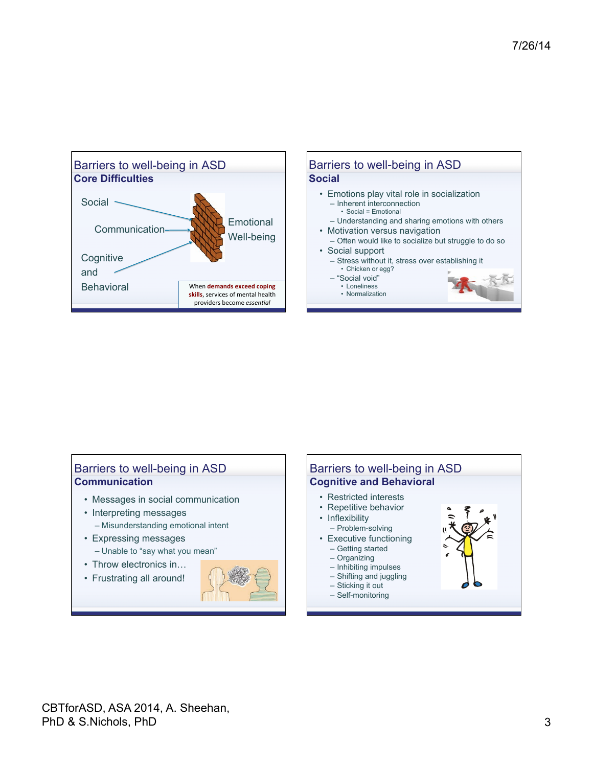## Barriers to well-being in ASD
### Core Difficulties

Social

Communication

Cognitive and Behavioral

Emotional Well-being

When **demands exceed coping skills**, services of mental health providers become *essential*

## Barriers to well-being in ASD
### Social

- Emotions play vital role in socialization
  - Inherent interconnection
    - Social = Emotional
  - Understanding and sharing emotions with others
- Motivation versus navigation
  - Often would like to socialize but struggle to do so
- Social support
  - Stress without it, stress over establishing it
    - Chicken or egg?
  - "Social void"
    - Loneliness
    - Normalization

## Barriers to well-being in ASD
### Communication

- Messages in social communication
- Interpreting messages
  - Misunderstanding emotional intent
- Expressing messages
  - Unable to "say what you mean"
- Throw electronics in…
- Frustrating all around!

## Barriers to well-being in ASD
### Cognitive and Behavioral

- Restricted interests
- Repetitive behavior
- Inflexibility
  - Problem-solving
- Executive functioning
  - Getting started
  - Organizing
  - Inhibiting impulses
  - Shifting and juggling
  - Sticking it out
  - Self-monitoring

CBTforASD, ASA 2014, A. Sheehan, PhD & S.Nichols, PhD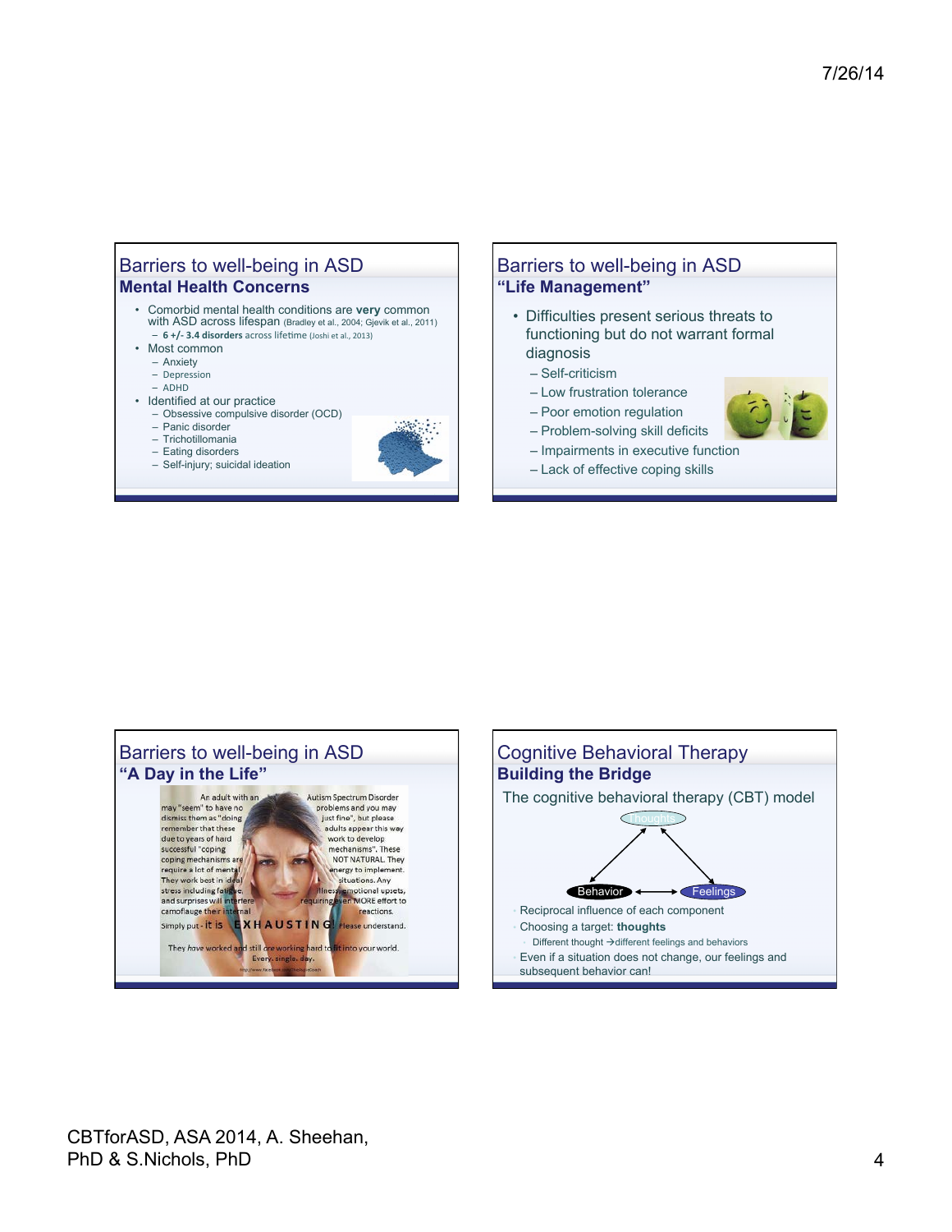## Barriers to well-being in ASD
### Mental Health Concerns

- Comorbid mental health conditions are **very** common with ASD across lifespan (Bradley et al., 2004; Gjevik et al., 2011)
  - **6 +/- 3.4 disorders** across lifetime (Joshi et al., 2013)
- Most common
  - Anxiety
  - Depression
  - ADHD
- Identified at our practice
  - Obsessive compulsive disorder (OCD)
  - Panic disorder
  - Trichotillomania
  - Eating disorders
  - Self-injury; suicidal ideation

## Barriers to well-being in ASD
### "Life Management"

- Difficulties present serious threats to functioning but do not warrant formal diagnosis
  - Self-criticism
  - Low frustration tolerance
  - Poor emotion regulation
  - Problem-solving skill deficits
  - Impairments in executive function
  - Lack of effective coping skills

## Barriers to well-being in ASD
### "A Day in the Life"

An adult with an Autism Spectrum Disorder may "seem" to have no problems and you may dismiss them as "doing just fine", but please remember that these adults appear this way due to years of hard work to develop successful "coping mechanisms". These coping mechanisms are NOT NATURAL. They require a lot of mental energy to implement. They work best in ideal situations. Any stress including fatigue, illness, emotional upsets, and surprises will interfere requiring even MORE effort to camoflauge their internal reactions.

Simply put - it is EXHAUSTING! Please understand.

They have worked and still are working hard to fit into your world. Every. single. day.

## Cognitive Behavioral Therapy
### Building the Bridge

The cognitive behavioral therapy (CBT) model

Thoughts

Behavior ⟷ Feelings

- Reciprocal influence of each component
- Choosing a target: **thoughts**
  - Different thought →different feelings and behaviors
- Even if a situation does not change, our feelings and subsequent behavior can!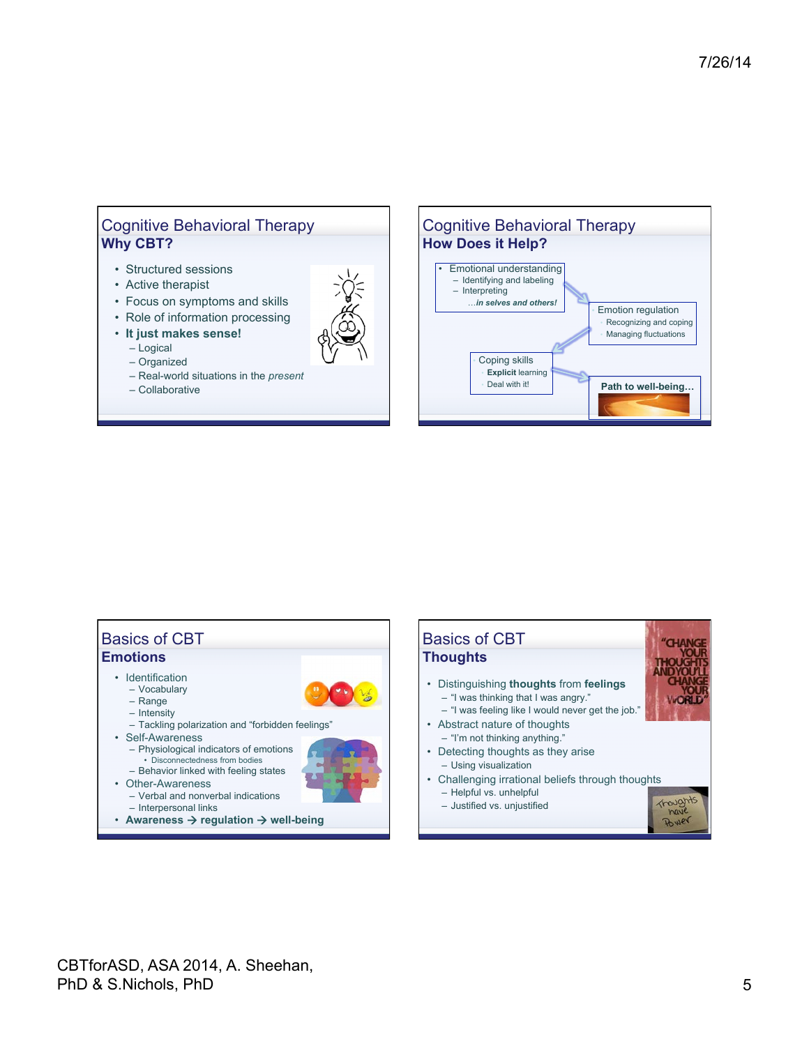## Cognitive Behavioral Therapy
### Why CBT?

- Structured sessions
- Active therapist
- Focus on symptoms and skills
- Role of information processing
- **It just makes sense!**
  - Logical
  - Organized
  - Real-world situations in the *present*
  - Collaborative

## Cognitive Behavioral Therapy
### How Does it Help?

- Emotional understanding
  - Identifying and labeling
  - Interpreting
  - ***...in selves and others!***
- Emotion regulation
  - Recognizing and coping
  - Managing fluctuations
- Coping skills
  - **Explicit** learning
  - Deal with it!
- **Path to well-being...**

## Basics of CBT
### Emotions

- Identification
  - Vocabulary
  - Range
  - Intensity
  - Tackling polarization and "forbidden feelings"
- Self-Awareness
  - Physiological indicators of emotions
    - Disconnectedness from bodies
  - Behavior linked with feeling states
- Other-Awareness
  - Verbal and nonverbal indications
  - Interpersonal links
- **Awareness → regulation → well-being**

## Basics of CBT
### Thoughts

- Distinguishing **thoughts** from **feelings**
  - "I was thinking that I was angry."
  - "I was feeling like I would never get the job."
- Abstract nature of thoughts
  - "I'm not thinking anything."
- Detecting thoughts as they arise
  - Using visualization
- Challenging irrational beliefs through thoughts
  - Helpful vs. unhelpful
  - Justified vs. unjustified

"CHANGE YOUR THOUGHTS AND YOU'LL CHANGE YOUR WORLD"

Thoughts have Power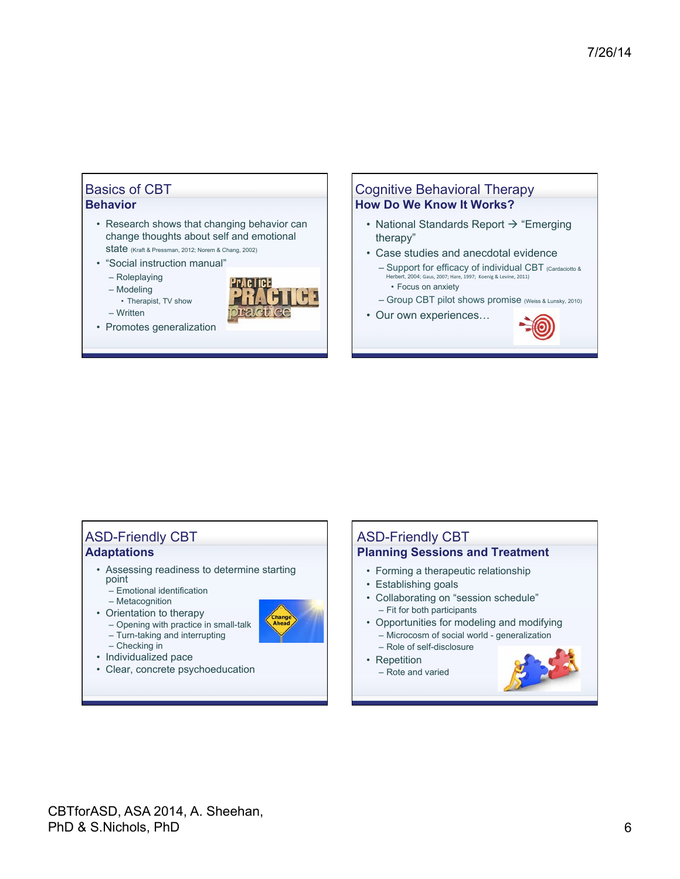## Basics of CBT
### Behavior

- Research shows that changing behavior can change thoughts about self and emotional state (Kraft & Pressman, 2012; Norem & Chang, 2002)
- "Social instruction manual"
  - Roleplaying
  - Modeling
    - Therapist, TV show
  - Written
- Promotes generalization

## Cognitive Behavioral Therapy
### How Do We Know It Works?

- National Standards Report → "Emerging therapy"
- Case studies and anecdotal evidence
  - Support for efficacy of individual CBT (Cardaciotto & Herbert, 2004; Gaus, 2007; Hare, 1997; Koenig & Levine, 2011)
    - Focus on anxiety
  - Group CBT pilot shows promise (Weiss & Lunsky, 2010)
- Our own experiences…

## ASD-Friendly CBT
### Adaptations

- Assessing readiness to determine starting point
  - Emotional identification
  - Metacognition
- Orientation to therapy
  - Opening with practice in small-talk
  - Turn-taking and interrupting
  - Checking in
- Individualized pace
- Clear, concrete psychoeducation

## ASD-Friendly CBT
### Planning Sessions and Treatment

- Forming a therapeutic relationship
- Establishing goals
- Collaborating on "session schedule"
  - Fit for both participants
- Opportunities for modeling and modifying
  - Microcosm of social world - generalization
  - Role of self-disclosure
- Repetition
  - Rote and varied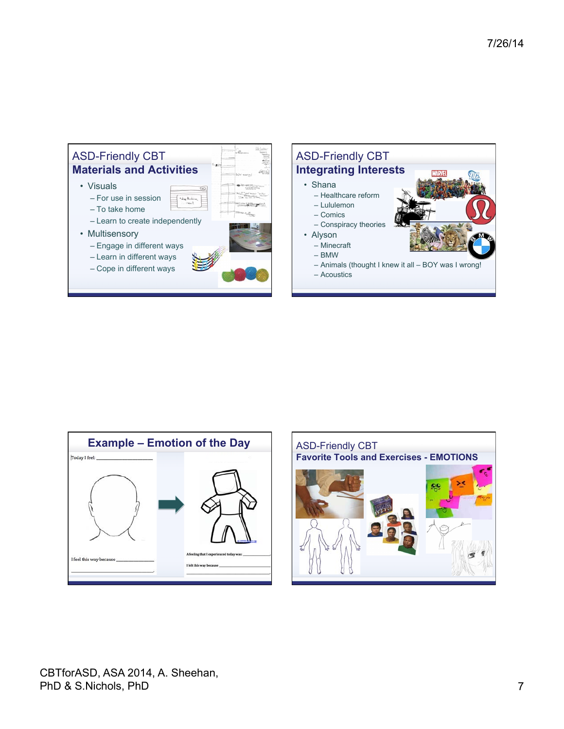## ASD-Friendly CBT
### Materials and Activities

- Visuals
  - For use in session
  - To take home
  - Learn to create independently
- Multisensory
  - Engage in different ways
  - Learn in different ways
  - Cope in different ways

## ASD-Friendly CBT
### Integrating Interests

- Shana
  - Healthcare reform
  - Lululemon
  - Comics
  - Conspiracy theories
- Alyson
  - Minecraft
  - BMW
  - Animals (thought I knew it all – BOY was I wrong!
  - Acoustics

## Example – Emotion of the Day

Today I feel: ______________

I feel this way because ______________

A feeling that I experienced today was: ______________

I felt this way because ______________

## ASD-Friendly CBT
### Favorite Tools and Exercises - EMOTIONS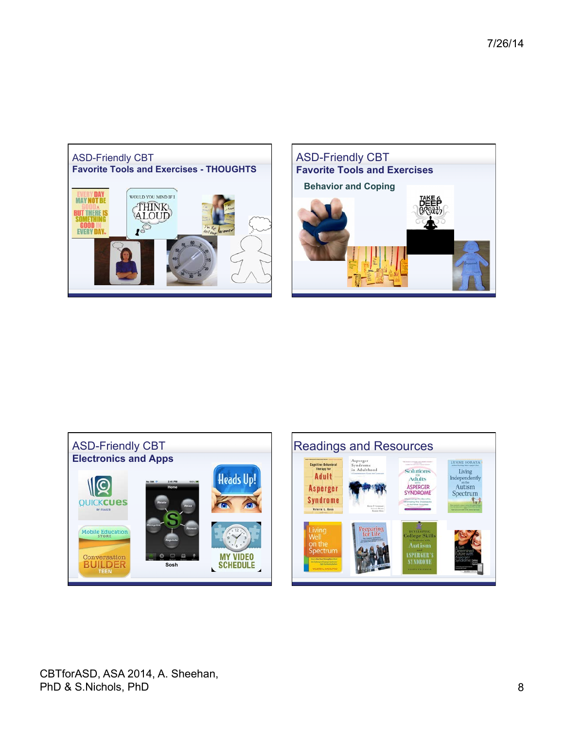## ASD-Friendly CBT
### Favorite Tools and Exercises - THOUGHTS

## ASD-Friendly CBT
### Favorite Tools and Exercises

Behavior and Coping

## ASD-Friendly CBT
### Electronics and Apps

Sosh

## Readings and Resources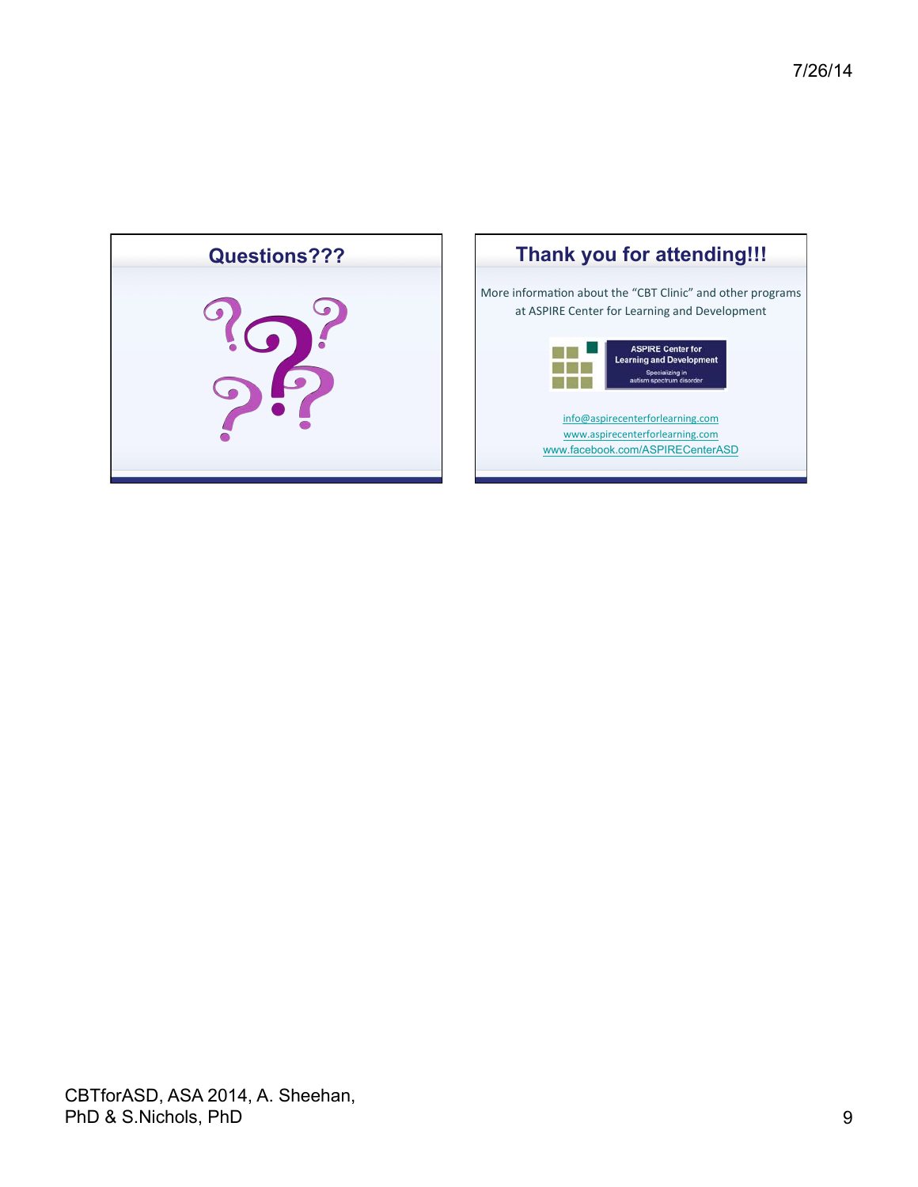## Questions???

## Thank you for attending!!!

More information about the "CBT Clinic" and other programs at ASPIRE Center for Learning and Development

ASPIRE Center for Learning and Development

Specializing in autism spectrum disorder

info@aspirecenterforlearning.com

www.aspirecenterforlearning.com

www.facebook.com/ASPIRECenterASD